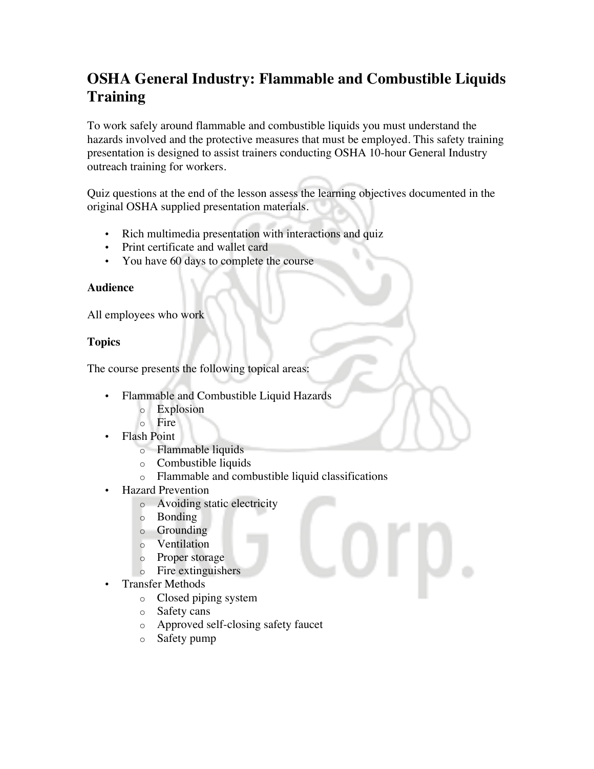# OSHA General Industry: Flammable and Combustible Liquids Training

To work safely around flammable and combustible liquids you must understand the hazards involved and the protective measures that must be employed. This safety training presentation is designed to assist trainers conducting OSHA 10-hour General Industry outreach training for workers.

Quiz questions at the end of the lesson assess the learning objectives documented in the original OSHA supplied presentation materials.

- Rich multimedia presentation with interactions and quiz
- Print certificate and wallet card
- You have 60 days to complete the course

**Audience**

All employees who work

**Topics**

The course presents the following topical areas:

- Flammable and Combustible Liquid Hazards
  - Explosion
  - Fire
- Flash Point
  - Flammable liquids
  - Combustible liquids
  - Flammable and combustible liquid classifications
- Hazard Prevention
  - Avoiding static electricity
  - Bonding
  - Grounding
  - Ventilation
  - Proper storage
  - Fire extinguishers
- Transfer Methods
  - Closed piping system
  - Safety cans
  - Approved self-closing safety faucet
  - Safety pump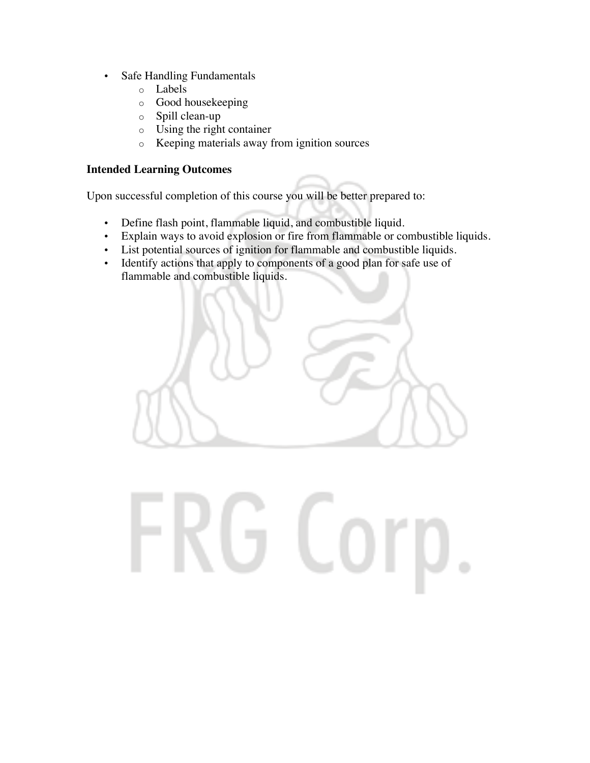- Safe Handling Fundamentals
  - Labels
  - Good housekeeping
  - Spill clean-up
  - Using the right container
  - Keeping materials away from ignition sources

**Intended Learning Outcomes**

Upon successful completion of this course you will be better prepared to:

- Define flash point, flammable liquid, and combustible liquid.
- Explain ways to avoid explosion or fire from flammable or combustible liquids.
- List potential sources of ignition for flammable and combustible liquids.
- Identify actions that apply to components of a good plan for safe use of flammable and combustible liquids.